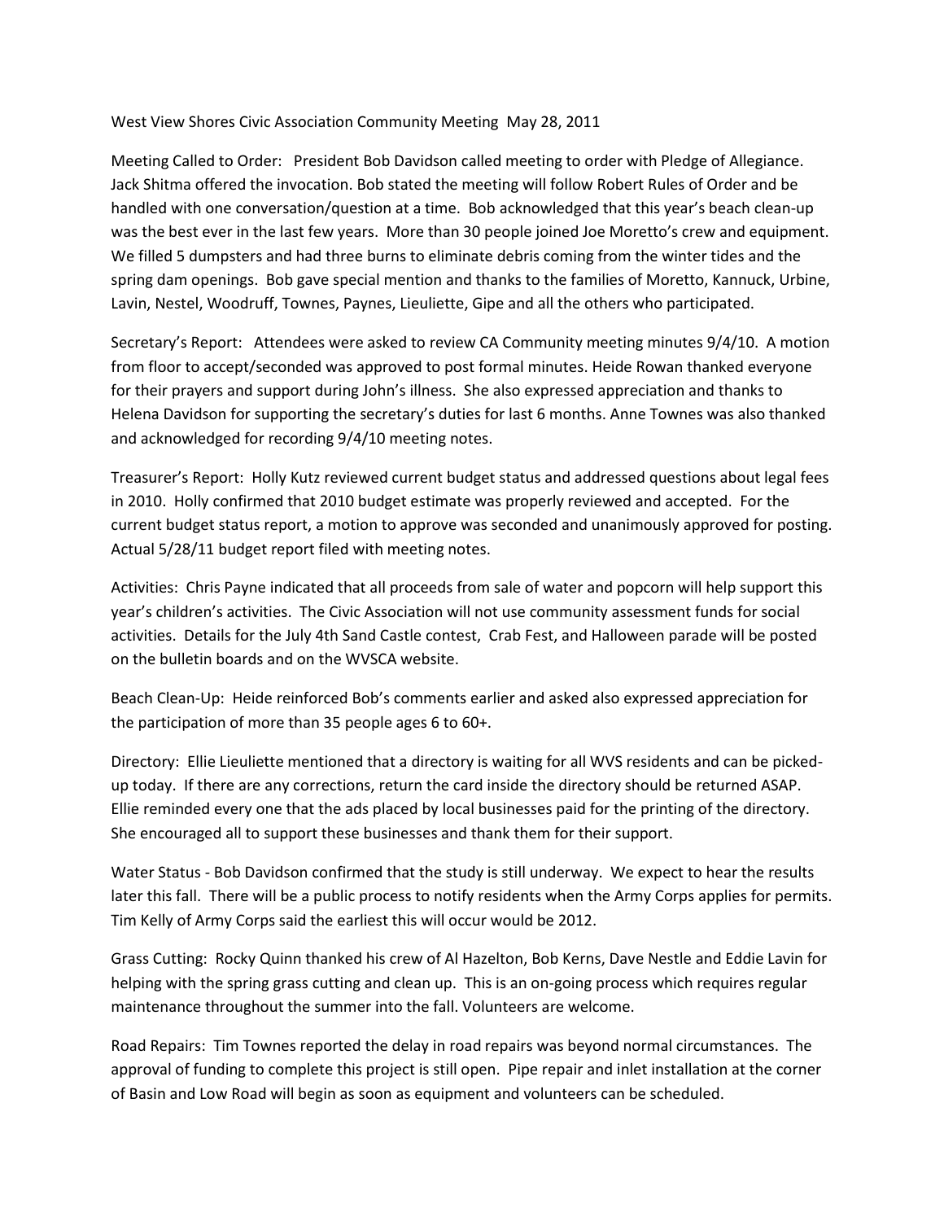West View Shores Civic Association Community Meeting May 28, 2011

Meeting Called to Order: President Bob Davidson called meeting to order with Pledge of Allegiance. Jack Shitma offered the invocation. Bob stated the meeting will follow Robert Rules of Order and be handled with one conversation/question at a time. Bob acknowledged that this year's beach clean-up was the best ever in the last few years. More than 30 people joined Joe Moretto's crew and equipment. We filled 5 dumpsters and had three burns to eliminate debris coming from the winter tides and the spring dam openings. Bob gave special mention and thanks to the families of Moretto, Kannuck, Urbine, Lavin, Nestel, Woodruff, Townes, Paynes, Lieuliette, Gipe and all the others who participated.

Secretary's Report: Attendees were asked to review CA Community meeting minutes 9/4/10. A motion from floor to accept/seconded was approved to post formal minutes. Heide Rowan thanked everyone for their prayers and support during John's illness. She also expressed appreciation and thanks to Helena Davidson for supporting the secretary's duties for last 6 months. Anne Townes was also thanked and acknowledged for recording 9/4/10 meeting notes.

Treasurer's Report: Holly Kutz reviewed current budget status and addressed questions about legal fees in 2010. Holly confirmed that 2010 budget estimate was properly reviewed and accepted. For the current budget status report, a motion to approve was seconded and unanimously approved for posting. Actual 5/28/11 budget report filed with meeting notes.

Activities: Chris Payne indicated that all proceeds from sale of water and popcorn will help support this year's children's activities. The Civic Association will not use community assessment funds for social activities. Details for the July 4th Sand Castle contest, Crab Fest, and Halloween parade will be posted on the bulletin boards and on the WVSCA website.

Beach Clean-Up: Heide reinforced Bob's comments earlier and asked also expressed appreciation for the participation of more than 35 people ages 6 to 60+.

Directory: Ellie Lieuliette mentioned that a directory is waiting for all WVS residents and can be picked-up today. If there are any corrections, return the card inside the directory should be returned ASAP. Ellie reminded every one that the ads placed by local businesses paid for the printing of the directory. She encouraged all to support these businesses and thank them for their support.

Water Status - Bob Davidson confirmed that the study is still underway. We expect to hear the results later this fall. There will be a public process to notify residents when the Army Corps applies for permits. Tim Kelly of Army Corps said the earliest this will occur would be 2012.

Grass Cutting: Rocky Quinn thanked his crew of Al Hazelton, Bob Kerns, Dave Nestle and Eddie Lavin for helping with the spring grass cutting and clean up. This is an on-going process which requires regular maintenance throughout the summer into the fall. Volunteers are welcome.

Road Repairs: Tim Townes reported the delay in road repairs was beyond normal circumstances. The approval of funding to complete this project is still open. Pipe repair and inlet installation at the corner of Basin and Low Road will begin as soon as equipment and volunteers can be scheduled.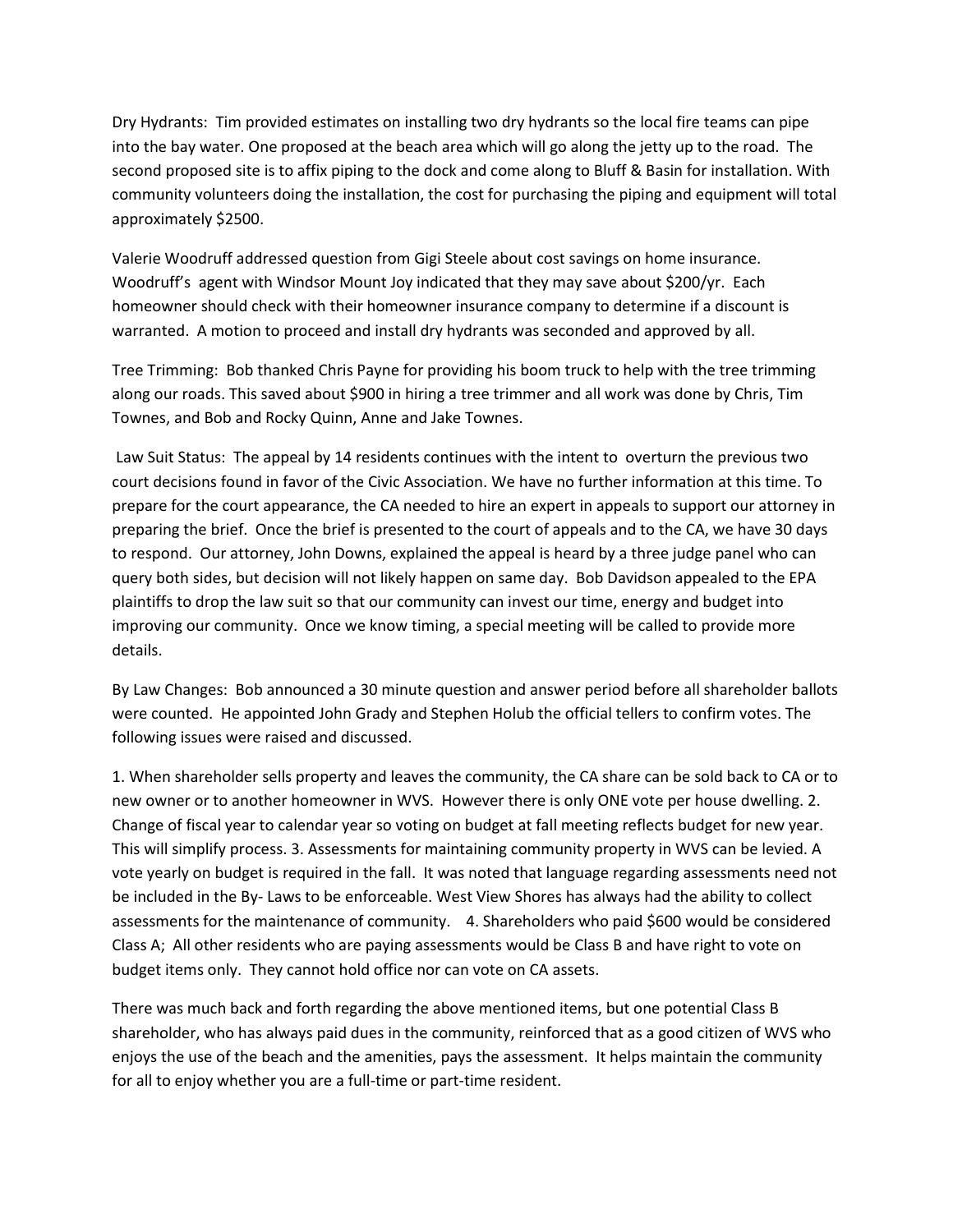Dry Hydrants: Tim provided estimates on installing two dry hydrants so the local fire teams can pipe into the bay water. One proposed at the beach area which will go along the jetty up to the road. The second proposed site is to affix piping to the dock and come along to Bluff & Basin for installation. With community volunteers doing the installation, the cost for purchasing the piping and equipment will total approximately $2500.

Valerie Woodruff addressed question from Gigi Steele about cost savings on home insurance. Woodruff's agent with Windsor Mount Joy indicated that they may save about $200/yr. Each homeowner should check with their homeowner insurance company to determine if a discount is warranted. A motion to proceed and install dry hydrants was seconded and approved by all.

Tree Trimming: Bob thanked Chris Payne for providing his boom truck to help with the tree trimming along our roads. This saved about $900 in hiring a tree trimmer and all work was done by Chris, Tim Townes, and Bob and Rocky Quinn, Anne and Jake Townes.

Law Suit Status: The appeal by 14 residents continues with the intent to overturn the previous two court decisions found in favor of the Civic Association. We have no further information at this time. To prepare for the court appearance, the CA needed to hire an expert in appeals to support our attorney in preparing the brief. Once the brief is presented to the court of appeals and to the CA, we have 30 days to respond. Our attorney, John Downs, explained the appeal is heard by a three judge panel who can query both sides, but decision will not likely happen on same day. Bob Davidson appealed to the EPA plaintiffs to drop the law suit so that our community can invest our time, energy and budget into improving our community. Once we know timing, a special meeting will be called to provide more details.

By Law Changes: Bob announced a 30 minute question and answer period before all shareholder ballots were counted. He appointed John Grady and Stephen Holub the official tellers to confirm votes. The following issues were raised and discussed.

1. When shareholder sells property and leaves the community, the CA share can be sold back to CA or to new owner or to another homeowner in WVS. However there is only ONE vote per house dwelling. 2. Change of fiscal year to calendar year so voting on budget at fall meeting reflects budget for new year. This will simplify process. 3. Assessments for maintaining community property in WVS can be levied. A vote yearly on budget is required in the fall. It was noted that language regarding assessments need not be included in the By- Laws to be enforceable. West View Shores has always had the ability to collect assessments for the maintenance of community. 4. Shareholders who paid $600 would be considered Class A; All other residents who are paying assessments would be Class B and have right to vote on budget items only. They cannot hold office nor can vote on CA assets.

There was much back and forth regarding the above mentioned items, but one potential Class B shareholder, who has always paid dues in the community, reinforced that as a good citizen of WVS who enjoys the use of the beach and the amenities, pays the assessment. It helps maintain the community for all to enjoy whether you are a full-time or part-time resident.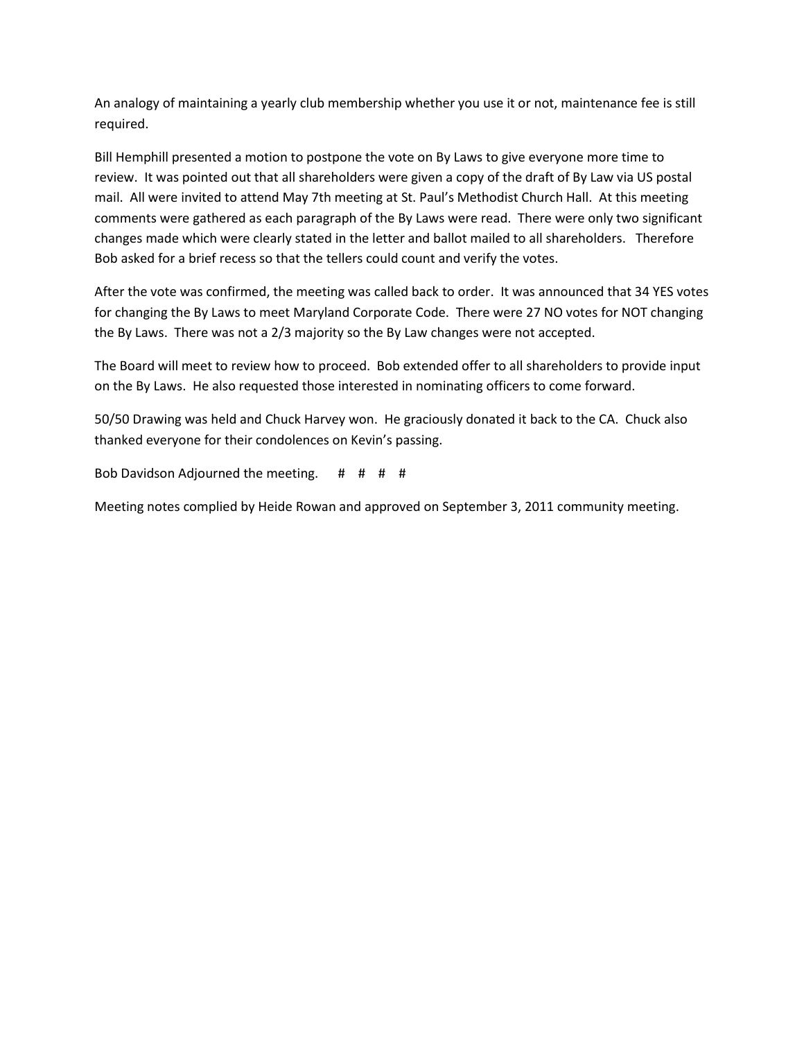An analogy of maintaining a yearly club membership whether you use it or not, maintenance fee is still required.

Bill Hemphill presented a motion to postpone the vote on By Laws to give everyone more time to review. It was pointed out that all shareholders were given a copy of the draft of By Law via US postal mail. All were invited to attend May 7th meeting at St. Paul's Methodist Church Hall. At this meeting comments were gathered as each paragraph of the By Laws were read. There were only two significant changes made which were clearly stated in the letter and ballot mailed to all shareholders. Therefore Bob asked for a brief recess so that the tellers could count and verify the votes.

After the vote was confirmed, the meeting was called back to order. It was announced that 34 YES votes for changing the By Laws to meet Maryland Corporate Code. There were 27 NO votes for NOT changing the By Laws. There was not a 2/3 majority so the By Law changes were not accepted.

The Board will meet to review how to proceed. Bob extended offer to all shareholders to provide input on the By Laws. He also requested those interested in nominating officers to come forward.

50/50 Drawing was held and Chuck Harvey won. He graciously donated it back to the CA. Chuck also thanked everyone for their condolences on Kevin's passing.

Bob Davidson Adjourned the meeting. # # # #

Meeting notes complied by Heide Rowan and approved on September 3, 2011 community meeting.